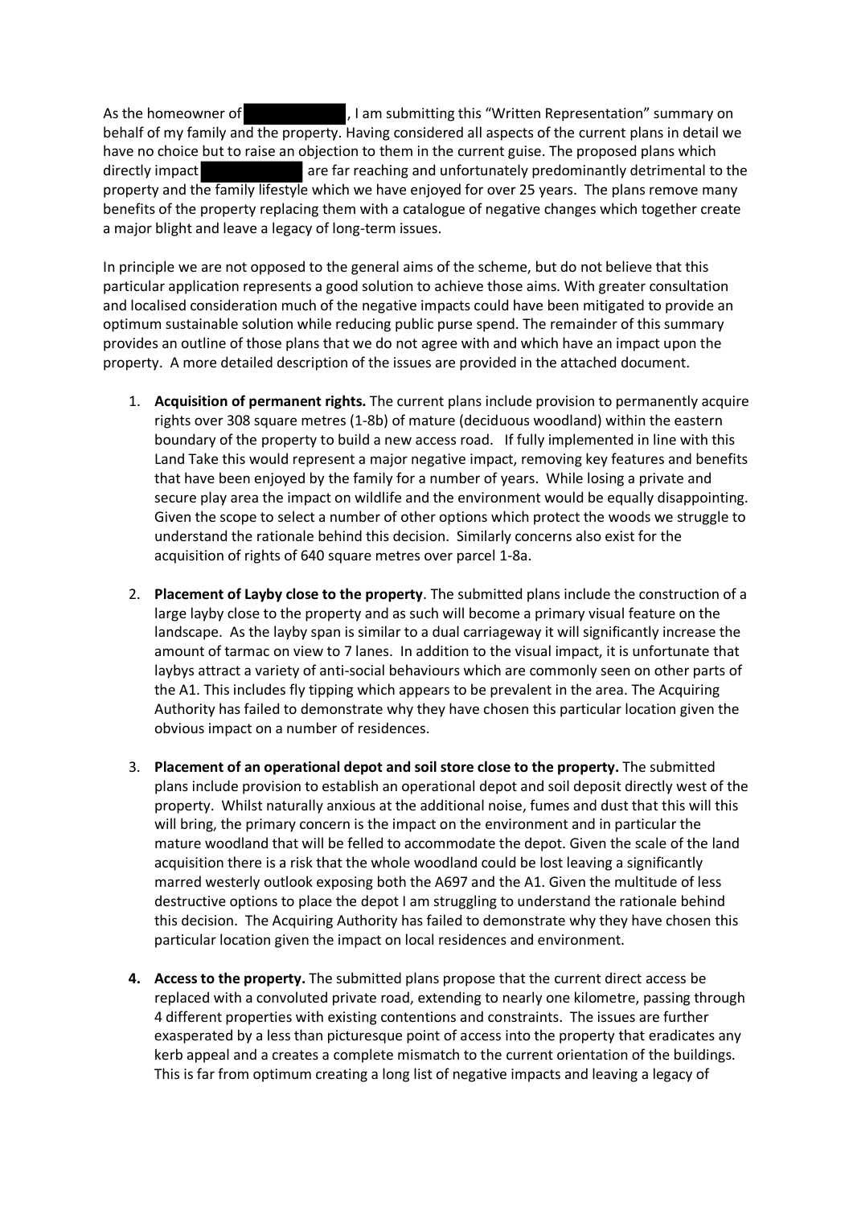As the homeowner of [REDACTED], I am submitting this "Written Representation" summary on behalf of my family and the property. Having considered all aspects of the current plans in detail we have no choice but to raise an objection to them in the current guise. The proposed plans which directly impact [REDACTED] are far reaching and unfortunately predominantly detrimental to the property and the family lifestyle which we have enjoyed for over 25 years. The plans remove many benefits of the property replacing them with a catalogue of negative changes which together create a major blight and leave a legacy of long-term issues.

In principle we are not opposed to the general aims of the scheme, but do not believe that this particular application represents a good solution to achieve those aims. With greater consultation and localised consideration much of the negative impacts could have been mitigated to provide an optimum sustainable solution while reducing public purse spend. The remainder of this summary provides an outline of those plans that we do not agree with and which have an impact upon the property. A more detailed description of the issues are provided in the attached document.

1. **Acquisition of permanent rights.** The current plans include provision to permanently acquire rights over 308 square metres (1-8b) of mature (deciduous woodland) within the eastern boundary of the property to build a new access road. If fully implemented in line with this Land Take this would represent a major negative impact, removing key features and benefits that have been enjoyed by the family for a number of years. While losing a private and secure play area the impact on wildlife and the environment would be equally disappointing. Given the scope to select a number of other options which protect the woods we struggle to understand the rationale behind this decision. Similarly concerns also exist for the acquisition of rights of 640 square metres over parcel 1-8a.

2. **Placement of Layby close to the property**. The submitted plans include the construction of a large layby close to the property and as such will become a primary visual feature on the landscape. As the layby span is similar to a dual carriageway it will significantly increase the amount of tarmac on view to 7 lanes. In addition to the visual impact, it is unfortunate that laybys attract a variety of anti-social behaviours which are commonly seen on other parts of the A1. This includes fly tipping which appears to be prevalent in the area. The Acquiring Authority has failed to demonstrate why they have chosen this particular location given the obvious impact on a number of residences.

3. **Placement of an operational depot and soil store close to the property.** The submitted plans include provision to establish an operational depot and soil deposit directly west of the property. Whilst naturally anxious at the additional noise, fumes and dust that this will this will bring, the primary concern is the impact on the environment and in particular the mature woodland that will be felled to accommodate the depot. Given the scale of the land acquisition there is a risk that the whole woodland could be lost leaving a significantly marred westerly outlook exposing both the A697 and the A1. Given the multitude of less destructive options to place the depot I am struggling to understand the rationale behind this decision. The Acquiring Authority has failed to demonstrate why they have chosen this particular location given the impact on local residences and environment.

4. **Access to the property.** The submitted plans propose that the current direct access be replaced with a convoluted private road, extending to nearly one kilometre, passing through 4 different properties with existing contentions and constraints. The issues are further exasperated by a less than picturesque point of access into the property that eradicates any kerb appeal and a creates a complete mismatch to the current orientation of the buildings. This is far from optimum creating a long list of negative impacts and leaving a legacy of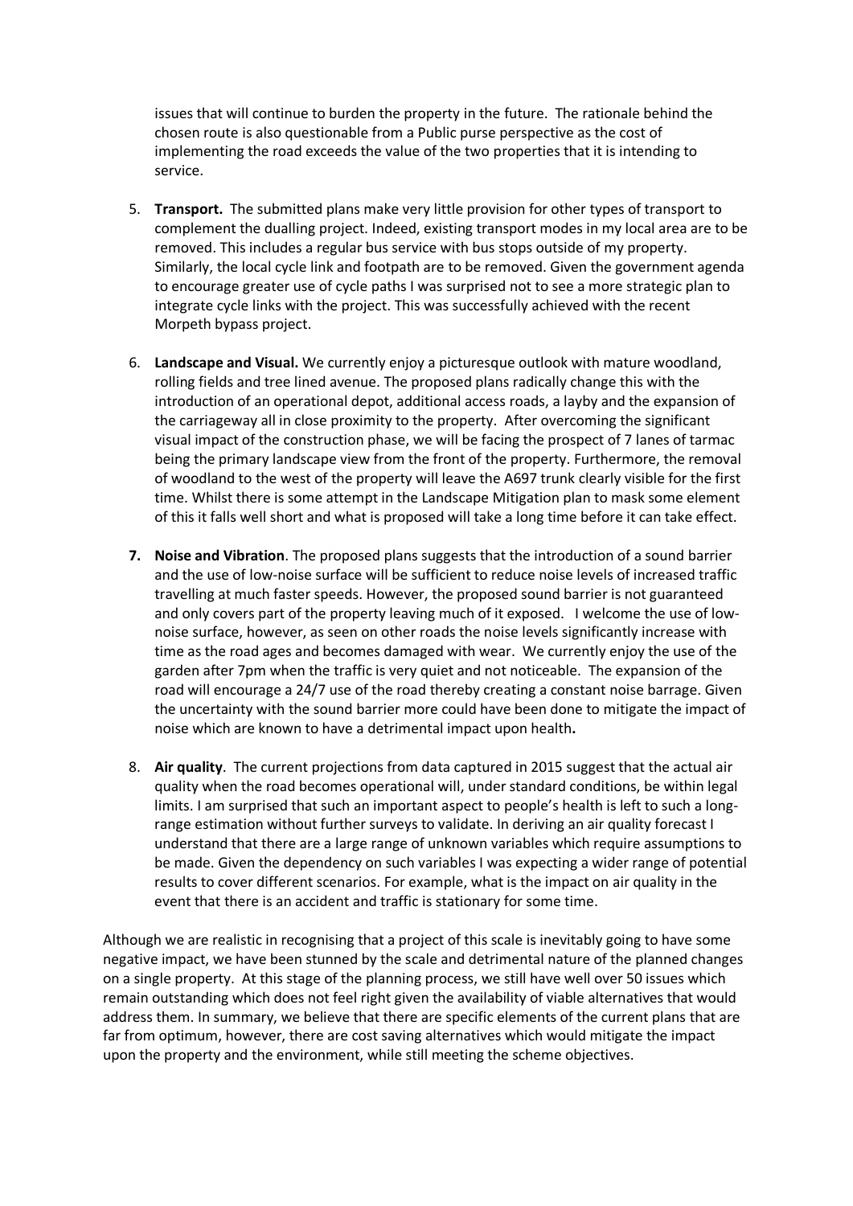issues that will continue to burden the property in the future. The rationale behind the chosen route is also questionable from a Public purse perspective as the cost of implementing the road exceeds the value of the two properties that it is intending to service.

5. **Transport.** The submitted plans make very little provision for other types of transport to complement the dualling project. Indeed, existing transport modes in my local area are to be removed. This includes a regular bus service with bus stops outside of my property. Similarly, the local cycle link and footpath are to be removed. Given the government agenda to encourage greater use of cycle paths I was surprised not to see a more strategic plan to integrate cycle links with the project. This was successfully achieved with the recent Morpeth bypass project.

6. **Landscape and Visual.** We currently enjoy a picturesque outlook with mature woodland, rolling fields and tree lined avenue. The proposed plans radically change this with the introduction of an operational depot, additional access roads, a layby and the expansion of the carriageway all in close proximity to the property. After overcoming the significant visual impact of the construction phase, we will be facing the prospect of 7 lanes of tarmac being the primary landscape view from the front of the property. Furthermore, the removal of woodland to the west of the property will leave the A697 trunk clearly visible for the first time. Whilst there is some attempt in the Landscape Mitigation plan to mask some element of this it falls well short and what is proposed will take a long time before it can take effect.

7. **Noise and Vibration**. The proposed plans suggests that the introduction of a sound barrier and the use of low-noise surface will be sufficient to reduce noise levels of increased traffic travelling at much faster speeds. However, the proposed sound barrier is not guaranteed and only covers part of the property leaving much of it exposed. I welcome the use of low-noise surface, however, as seen on other roads the noise levels significantly increase with time as the road ages and becomes damaged with wear. We currently enjoy the use of the garden after 7pm when the traffic is very quiet and not noticeable. The expansion of the road will encourage a 24/7 use of the road thereby creating a constant noise barrage. Given the uncertainty with the sound barrier more could have been done to mitigate the impact of noise which are known to have a detrimental impact upon health**.**

8. **Air quality**. The current projections from data captured in 2015 suggest that the actual air quality when the road becomes operational will, under standard conditions, be within legal limits. I am surprised that such an important aspect to people's health is left to such a long-range estimation without further surveys to validate. In deriving an air quality forecast I understand that there are a large range of unknown variables which require assumptions to be made. Given the dependency on such variables I was expecting a wider range of potential results to cover different scenarios. For example, what is the impact on air quality in the event that there is an accident and traffic is stationary for some time.

Although we are realistic in recognising that a project of this scale is inevitably going to have some negative impact, we have been stunned by the scale and detrimental nature of the planned changes on a single property. At this stage of the planning process, we still have well over 50 issues which remain outstanding which does not feel right given the availability of viable alternatives that would address them. In summary, we believe that there are specific elements of the current plans that are far from optimum, however, there are cost saving alternatives which would mitigate the impact upon the property and the environment, while still meeting the scheme objectives.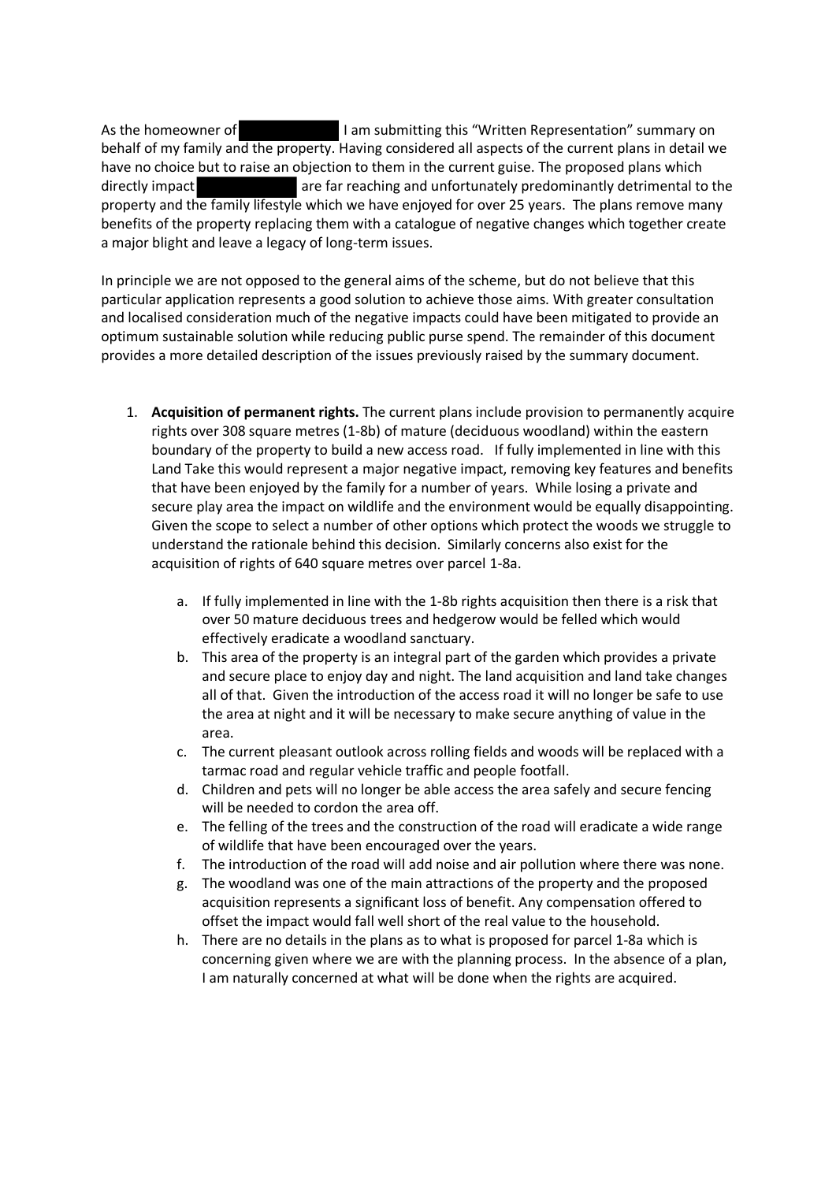As the homeowner of [redacted] I am submitting this "Written Representation" summary on behalf of my family and the property. Having considered all aspects of the current plans in detail we have no choice but to raise an objection to them in the current guise. The proposed plans which directly impact [redacted] are far reaching and unfortunately predominantly detrimental to the property and the family lifestyle which we have enjoyed for over 25 years. The plans remove many benefits of the property replacing them with a catalogue of negative changes which together create a major blight and leave a legacy of long-term issues.

In principle we are not opposed to the general aims of the scheme, but do not believe that this particular application represents a good solution to achieve those aims. With greater consultation and localised consideration much of the negative impacts could have been mitigated to provide an optimum sustainable solution while reducing public purse spend. The remainder of this document provides a more detailed description of the issues previously raised by the summary document.

1. **Acquisition of permanent rights.** The current plans include provision to permanently acquire rights over 308 square metres (1-8b) of mature (deciduous woodland) within the eastern boundary of the property to build a new access road. If fully implemented in line with this Land Take this would represent a major negative impact, removing key features and benefits that have been enjoyed by the family for a number of years. While losing a private and secure play area the impact on wildlife and the environment would be equally disappointing. Given the scope to select a number of other options which protect the woods we struggle to understand the rationale behind this decision. Similarly concerns also exist for the acquisition of rights of 640 square metres over parcel 1-8a.

    a. If fully implemented in line with the 1-8b rights acquisition then there is a risk that over 50 mature deciduous trees and hedgerow would be felled which would effectively eradicate a woodland sanctuary.

    b. This area of the property is an integral part of the garden which provides a private and secure place to enjoy day and night. The land acquisition and land take changes all of that. Given the introduction of the access road it will no longer be safe to use the area at night and it will be necessary to make secure anything of value in the area.

    c. The current pleasant outlook across rolling fields and woods will be replaced with a tarmac road and regular vehicle traffic and people footfall.

    d. Children and pets will no longer be able access the area safely and secure fencing will be needed to cordon the area off.

    e. The felling of the trees and the construction of the road will eradicate a wide range of wildlife that have been encouraged over the years.

    f. The introduction of the road will add noise and air pollution where there was none.

    g. The woodland was one of the main attractions of the property and the proposed acquisition represents a significant loss of benefit. Any compensation offered to offset the impact would fall well short of the real value to the household.

    h. There are no details in the plans as to what is proposed for parcel 1-8a which is concerning given where we are with the planning process. In the absence of a plan, I am naturally concerned at what will be done when the rights are acquired.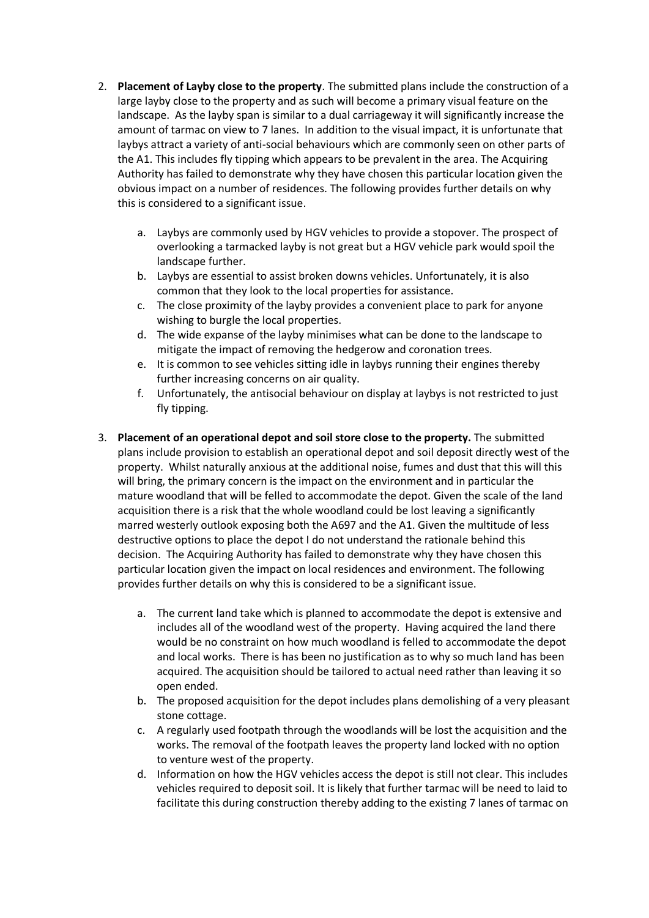2. **Placement of Layby close to the property**. The submitted plans include the construction of a large layby close to the property and as such will become a primary visual feature on the landscape. As the layby span is similar to a dual carriageway it will significantly increase the amount of tarmac on view to 7 lanes. In addition to the visual impact, it is unfortunate that laybys attract a variety of anti-social behaviours which are commonly seen on other parts of the A1. This includes fly tipping which appears to be prevalent in the area. The Acquiring Authority has failed to demonstrate why they have chosen this particular location given the obvious impact on a number of residences. The following provides further details on why this is considered to a significant issue.

    a. Laybys are commonly used by HGV vehicles to provide a stopover. The prospect of overlooking a tarmacked layby is not great but a HGV vehicle park would spoil the landscape further.
    b. Laybys are essential to assist broken downs vehicles. Unfortunately, it is also common that they look to the local properties for assistance.
    c. The close proximity of the layby provides a convenient place to park for anyone wishing to burgle the local properties.
    d. The wide expanse of the layby minimises what can be done to the landscape to mitigate the impact of removing the hedgerow and coronation trees.
    e. It is common to see vehicles sitting idle in laybys running their engines thereby further increasing concerns on air quality.
    f. Unfortunately, the antisocial behaviour on display at laybys is not restricted to just fly tipping.

3. **Placement of an operational depot and soil store close to the property.** The submitted plans include provision to establish an operational depot and soil deposit directly west of the property. Whilst naturally anxious at the additional noise, fumes and dust that this will this will bring, the primary concern is the impact on the environment and in particular the mature woodland that will be felled to accommodate the depot. Given the scale of the land acquisition there is a risk that the whole woodland could be lost leaving a significantly marred westerly outlook exposing both the A697 and the A1. Given the multitude of less destructive options to place the depot I do not understand the rationale behind this decision. The Acquiring Authority has failed to demonstrate why they have chosen this particular location given the impact on local residences and environment. The following provides further details on why this is considered to be a significant issue.

    a. The current land take which is planned to accommodate the depot is extensive and includes all of the woodland west of the property. Having acquired the land there would be no constraint on how much woodland is felled to accommodate the depot and local works. There is has been no justification as to why so much land has been acquired. The acquisition should be tailored to actual need rather than leaving it so open ended.
    b. The proposed acquisition for the depot includes plans demolishing of a very pleasant stone cottage.
    c. A regularly used footpath through the woodlands will be lost the acquisition and the works. The removal of the footpath leaves the property land locked with no option to venture west of the property.
    d. Information on how the HGV vehicles access the depot is still not clear. This includes vehicles required to deposit soil. It is likely that further tarmac will be need to laid to facilitate this during construction thereby adding to the existing 7 lanes of tarmac on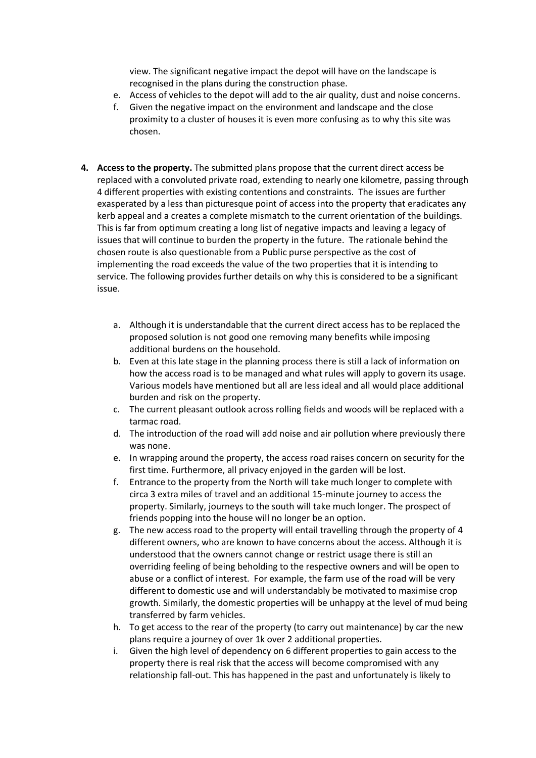view. The significant negative impact the depot will have on the landscape is recognised in the plans during the construction phase.

e. Access of vehicles to the depot will add to the air quality, dust and noise concerns.
f. Given the negative impact on the environment and landscape and the close proximity to a cluster of houses it is even more confusing as to why this site was chosen.

4. **Access to the property.** The submitted plans propose that the current direct access be replaced with a convoluted private road, extending to nearly one kilometre, passing through 4 different properties with existing contentions and constraints. The issues are further exasperated by a less than picturesque point of access into the property that eradicates any kerb appeal and a creates a complete mismatch to the current orientation of the buildings. This is far from optimum creating a long list of negative impacts and leaving a legacy of issues that will continue to burden the property in the future. The rationale behind the chosen route is also questionable from a Public purse perspective as the cost of implementing the road exceeds the value of the two properties that it is intending to service. The following provides further details on why this is considered to be a significant issue.

   a. Although it is understandable that the current direct access has to be replaced the proposed solution is not good one removing many benefits while imposing additional burdens on the household.
   b. Even at this late stage in the planning process there is still a lack of information on how the access road is to be managed and what rules will apply to govern its usage. Various models have mentioned but all are less ideal and all would place additional burden and risk on the property.
   c. The current pleasant outlook across rolling fields and woods will be replaced with a tarmac road.
   d. The introduction of the road will add noise and air pollution where previously there was none.
   e. In wrapping around the property, the access road raises concern on security for the first time. Furthermore, all privacy enjoyed in the garden will be lost.
   f. Entrance to the property from the North will take much longer to complete with circa 3 extra miles of travel and an additional 15-minute journey to access the property. Similarly, journeys to the south will take much longer. The prospect of friends popping into the house will no longer be an option.
   g. The new access road to the property will entail travelling through the property of 4 different owners, who are known to have concerns about the access. Although it is understood that the owners cannot change or restrict usage there is still an overriding feeling of being beholding to the respective owners and will be open to abuse or a conflict of interest. For example, the farm use of the road will be very different to domestic use and will understandably be motivated to maximise crop growth. Similarly, the domestic properties will be unhappy at the level of mud being transferred by farm vehicles.
   h. To get access to the rear of the property (to carry out maintenance) by car the new plans require a journey of over 1k over 2 additional properties.
   i. Given the high level of dependency on 6 different properties to gain access to the property there is real risk that the access will become compromised with any relationship fall-out. This has happened in the past and unfortunately is likely to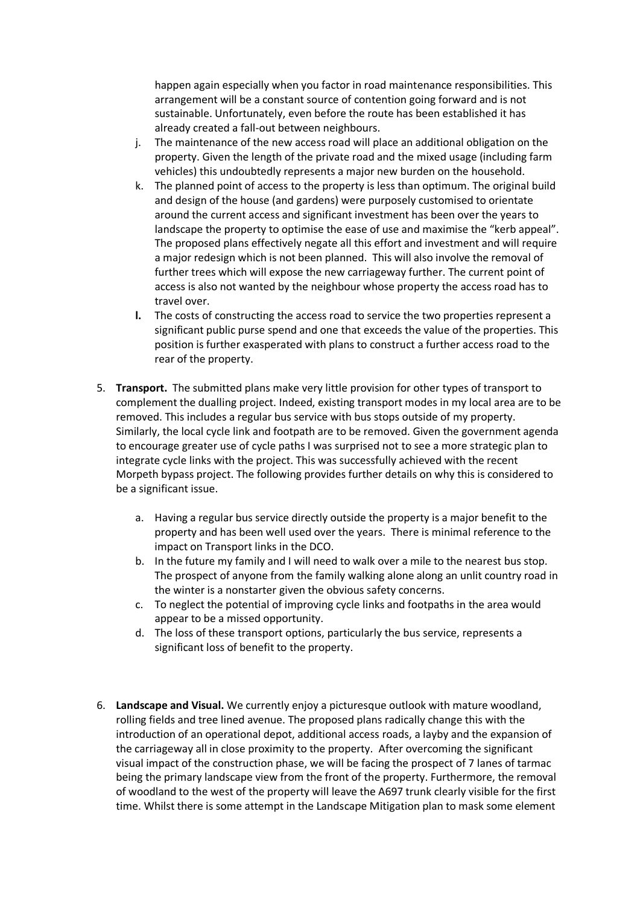happen again especially when you factor in road maintenance responsibilities. This arrangement will be a constant source of contention going forward and is not sustainable. Unfortunately, even before the route has been established it has already created a fall-out between neighbours.

j. The maintenance of the new access road will place an additional obligation on the property. Given the length of the private road and the mixed usage (including farm vehicles) this undoubtedly represents a major new burden on the household.
k. The planned point of access to the property is less than optimum. The original build and design of the house (and gardens) were purposely customised to orientate around the current access and significant investment has been over the years to landscape the property to optimise the ease of use and maximise the "kerb appeal". The proposed plans effectively negate all this effort and investment and will require a major redesign which is not been planned. This will also involve the removal of further trees which will expose the new carriageway further. The current point of access is also not wanted by the neighbour whose property the access road has to travel over.
**l.** The costs of constructing the access road to service the two properties represent a significant public purse spend and one that exceeds the value of the properties. This position is further exasperated with plans to construct a further access road to the rear of the property.

5. **Transport.** The submitted plans make very little provision for other types of transport to complement the dualling project. Indeed, existing transport modes in my local area are to be removed. This includes a regular bus service with bus stops outside of my property. Similarly, the local cycle link and footpath are to be removed. Given the government agenda to encourage greater use of cycle paths I was surprised not to see a more strategic plan to integrate cycle links with the project. This was successfully achieved with the recent Morpeth bypass project. The following provides further details on why this is considered to be a significant issue.

    a. Having a regular bus service directly outside the property is a major benefit to the property and has been well used over the years. There is minimal reference to the impact on Transport links in the DCO.
    b. In the future my family and I will need to walk over a mile to the nearest bus stop. The prospect of anyone from the family walking alone along an unlit country road in the winter is a nonstarter given the obvious safety concerns.
    c. To neglect the potential of improving cycle links and footpaths in the area would appear to be a missed opportunity.
    d. The loss of these transport options, particularly the bus service, represents a significant loss of benefit to the property.

6. **Landscape and Visual.** We currently enjoy a picturesque outlook with mature woodland, rolling fields and tree lined avenue. The proposed plans radically change this with the introduction of an operational depot, additional access roads, a layby and the expansion of the carriageway all in close proximity to the property. After overcoming the significant visual impact of the construction phase, we will be facing the prospect of 7 lanes of tarmac being the primary landscape view from the front of the property. Furthermore, the removal of woodland to the west of the property will leave the A697 trunk clearly visible for the first time. Whilst there is some attempt in the Landscape Mitigation plan to mask some element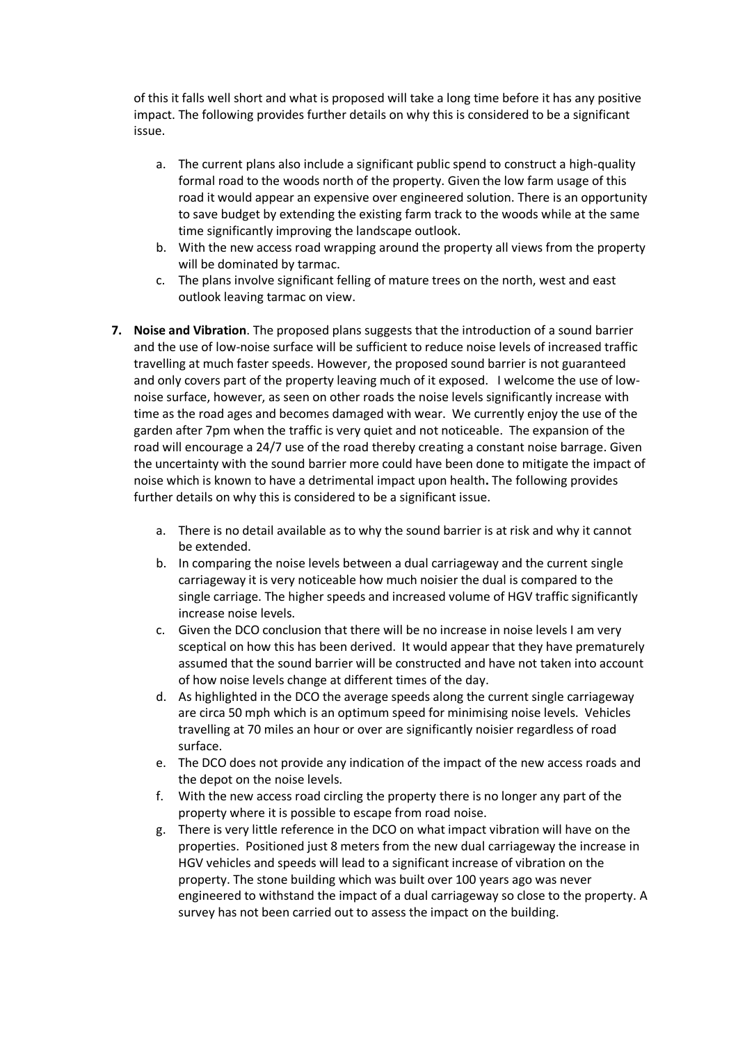of this it falls well short and what is proposed will take a long time before it has any positive impact. The following provides further details on why this is considered to be a significant issue.

a. The current plans also include a significant public spend to construct a high-quality formal road to the woods north of the property. Given the low farm usage of this road it would appear an expensive over engineered solution. There is an opportunity to save budget by extending the existing farm track to the woods while at the same time significantly improving the landscape outlook.
b. With the new access road wrapping around the property all views from the property will be dominated by tarmac.
c. The plans involve significant felling of mature trees on the north, west and east outlook leaving tarmac on view.

7. **Noise and Vibration**. The proposed plans suggests that the introduction of a sound barrier and the use of low-noise surface will be sufficient to reduce noise levels of increased traffic travelling at much faster speeds. However, the proposed sound barrier is not guaranteed and only covers part of the property leaving much of it exposed. I welcome the use of low-noise surface, however, as seen on other roads the noise levels significantly increase with time as the road ages and becomes damaged with wear. We currently enjoy the use of the garden after 7pm when the traffic is very quiet and not noticeable. The expansion of the road will encourage a 24/7 use of the road thereby creating a constant noise barrage. Given the uncertainty with the sound barrier more could have been done to mitigate the impact of noise which is known to have a detrimental impact upon health**.** The following provides further details on why this is considered to be a significant issue.

a. There is no detail available as to why the sound barrier is at risk and why it cannot be extended.
b. In comparing the noise levels between a dual carriageway and the current single carriageway it is very noticeable how much noisier the dual is compared to the single carriage. The higher speeds and increased volume of HGV traffic significantly increase noise levels.
c. Given the DCO conclusion that there will be no increase in noise levels I am very sceptical on how this has been derived. It would appear that they have prematurely assumed that the sound barrier will be constructed and have not taken into account of how noise levels change at different times of the day.
d. As highlighted in the DCO the average speeds along the current single carriageway are circa 50 mph which is an optimum speed for minimising noise levels. Vehicles travelling at 70 miles an hour or over are significantly noisier regardless of road surface.
e. The DCO does not provide any indication of the impact of the new access roads and the depot on the noise levels.
f. With the new access road circling the property there is no longer any part of the property where it is possible to escape from road noise.
g. There is very little reference in the DCO on what impact vibration will have on the properties. Positioned just 8 meters from the new dual carriageway the increase in HGV vehicles and speeds will lead to a significant increase of vibration on the property. The stone building which was built over 100 years ago was never engineered to withstand the impact of a dual carriageway so close to the property. A survey has not been carried out to assess the impact on the building.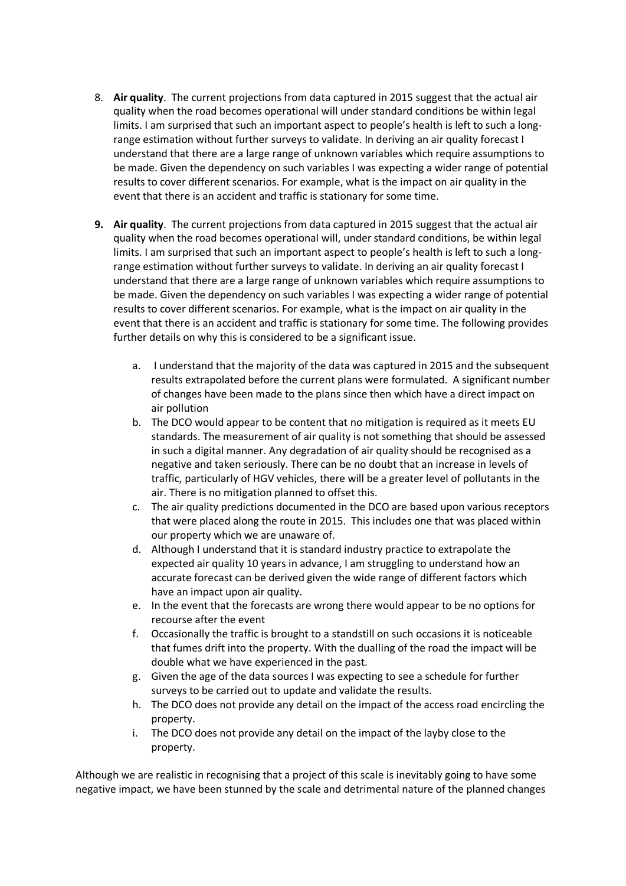8. **Air quality**. The current projections from data captured in 2015 suggest that the actual air quality when the road becomes operational will under standard conditions be within legal limits. I am surprised that such an important aspect to people's health is left to such a long-range estimation without further surveys to validate. In deriving an air quality forecast I understand that there are a large range of unknown variables which require assumptions to be made. Given the dependency on such variables I was expecting a wider range of potential results to cover different scenarios. For example, what is the impact on air quality in the event that there is an accident and traffic is stationary for some time.

9. **Air quality**. The current projections from data captured in 2015 suggest that the actual air quality when the road becomes operational will, under standard conditions, be within legal limits. I am surprised that such an important aspect to people's health is left to such a long-range estimation without further surveys to validate. In deriving an air quality forecast I understand that there are a large range of unknown variables which require assumptions to be made. Given the dependency on such variables I was expecting a wider range of potential results to cover different scenarios. For example, what is the impact on air quality in the event that there is an accident and traffic is stationary for some time. The following provides further details on why this is considered to be a significant issue.

    a. I understand that the majority of the data was captured in 2015 and the subsequent results extrapolated before the current plans were formulated. A significant number of changes have been made to the plans since then which have a direct impact on air pollution
    b. The DCO would appear to be content that no mitigation is required as it meets EU standards. The measurement of air quality is not something that should be assessed in such a digital manner. Any degradation of air quality should be recognised as a negative and taken seriously. There can be no doubt that an increase in levels of traffic, particularly of HGV vehicles, there will be a greater level of pollutants in the air. There is no mitigation planned to offset this.
    c. The air quality predictions documented in the DCO are based upon various receptors that were placed along the route in 2015. This includes one that was placed within our property which we are unaware of.
    d. Although I understand that it is standard industry practice to extrapolate the expected air quality 10 years in advance, I am struggling to understand how an accurate forecast can be derived given the wide range of different factors which have an impact upon air quality.
    e. In the event that the forecasts are wrong there would appear to be no options for recourse after the event
    f. Occasionally the traffic is brought to a standstill on such occasions it is noticeable that fumes drift into the property. With the dualling of the road the impact will be double what we have experienced in the past.
    g. Given the age of the data sources I was expecting to see a schedule for further surveys to be carried out to update and validate the results.
    h. The DCO does not provide any detail on the impact of the access road encircling the property.
    i. The DCO does not provide any detail on the impact of the layby close to the property.

Although we are realistic in recognising that a project of this scale is inevitably going to have some negative impact, we have been stunned by the scale and detrimental nature of the planned changes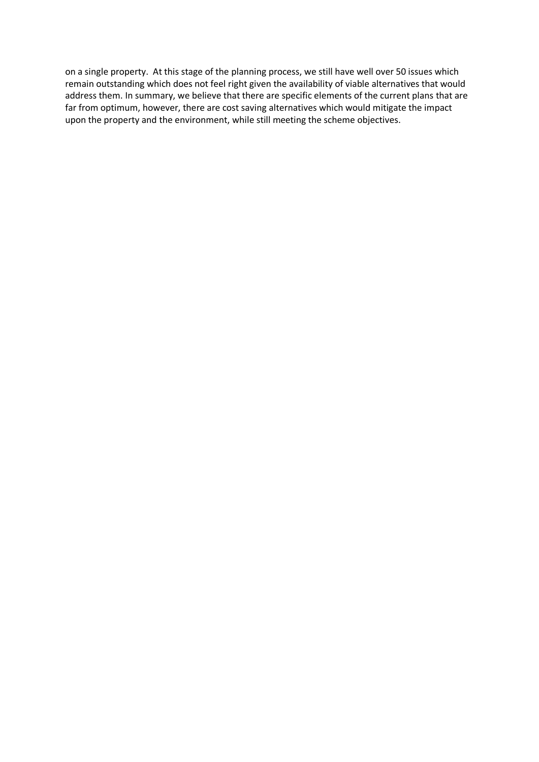on a single property. At this stage of the planning process, we still have well over 50 issues which remain outstanding which does not feel right given the availability of viable alternatives that would address them. In summary, we believe that there are specific elements of the current plans that are far from optimum, however, there are cost saving alternatives which would mitigate the impact upon the property and the environment, while still meeting the scheme objectives.